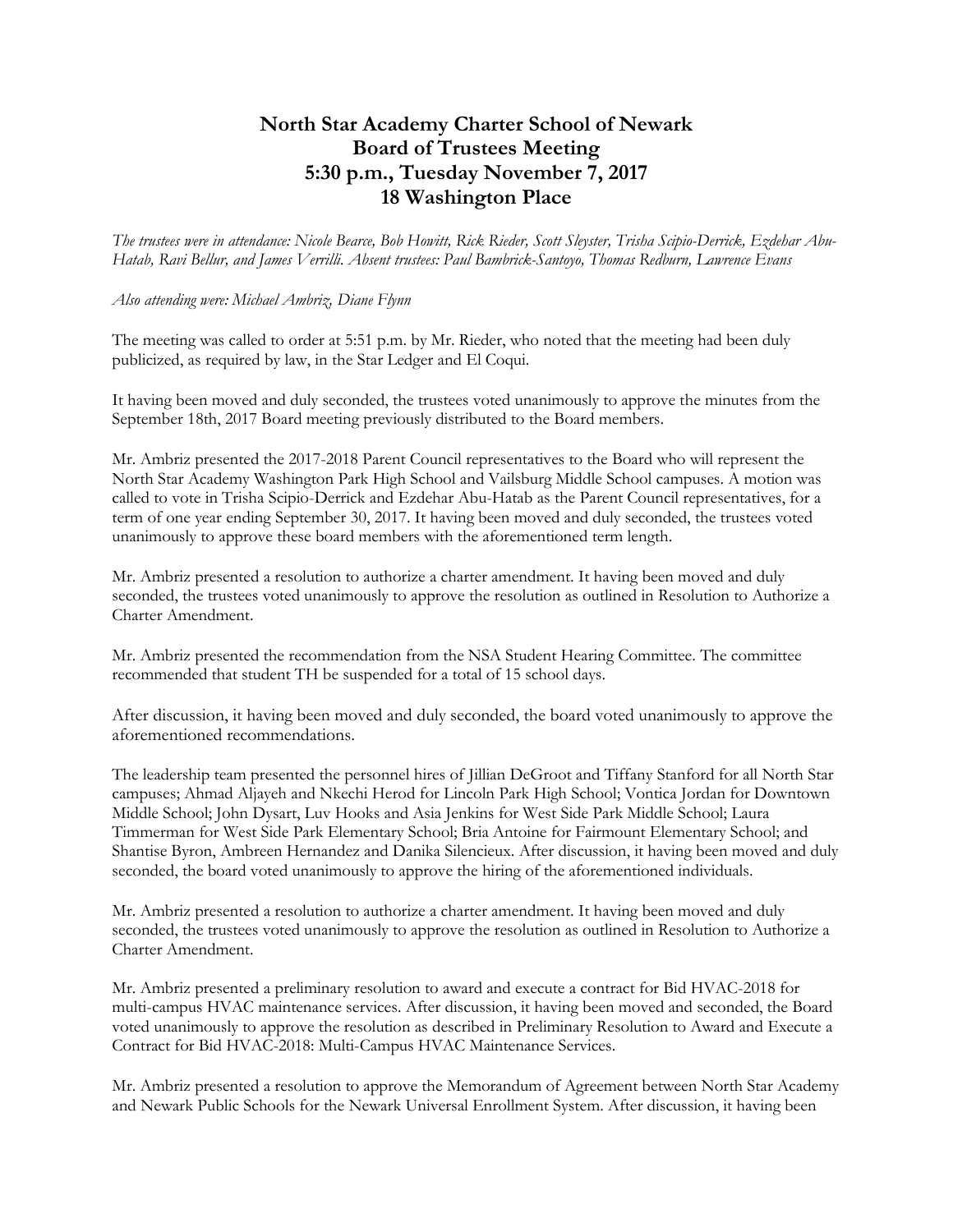# North Star Academy Charter School of Newark
# Board of Trustees Meeting
# 5:30 p.m., Tuesday November 7, 2017
# 18 Washington Place

*The trustees were in attendance: Nicole Bearce, Bob Howitt, Rick Rieder, Scott Sleyster, Trisha Scipio-Derrick, Ezdehar Abu-Hatab, Ravi Bellur, and James Verrilli. Absent trustees: Paul Bambrick-Santoyo, Thomas Redburn, Lawrence Evans*

*Also attending were: Michael Ambriz, Diane Flynn*

The meeting was called to order at 5:51 p.m. by Mr. Rieder, who noted that the meeting had been duly publicized, as required by law, in the Star Ledger and El Coqui.

It having been moved and duly seconded, the trustees voted unanimously to approve the minutes from the September 18th, 2017 Board meeting previously distributed to the Board members.

Mr. Ambriz presented the 2017-2018 Parent Council representatives to the Board who will represent the North Star Academy Washington Park High School and Vailsburg Middle School campuses. A motion was called to vote in Trisha Scipio-Derrick and Ezdehar Abu-Hatab as the Parent Council representatives, for a term of one year ending September 30, 2017. It having been moved and duly seconded, the trustees voted unanimously to approve these board members with the aforementioned term length.

Mr. Ambriz presented a resolution to authorize a charter amendment. It having been moved and duly seconded, the trustees voted unanimously to approve the resolution as outlined in Resolution to Authorize a Charter Amendment.

Mr. Ambriz presented the recommendation from the NSA Student Hearing Committee. The committee recommended that student TH be suspended for a total of 15 school days.

After discussion, it having been moved and duly seconded, the board voted unanimously to approve the aforementioned recommendations.

The leadership team presented the personnel hires of Jillian DeGroot and Tiffany Stanford for all North Star campuses; Ahmad Aljayeh and Nkechi Herod for Lincoln Park High School; Vontica Jordan for Downtown Middle School; John Dysart, Luv Hooks and Asia Jenkins for West Side Park Middle School; Laura Timmerman for West Side Park Elementary School; Bria Antoine for Fairmount Elementary School; and Shantise Byron, Ambreen Hernandez and Danika Silencieux. After discussion, it having been moved and duly seconded, the board voted unanimously to approve the hiring of the aforementioned individuals.

Mr. Ambriz presented a resolution to authorize a charter amendment. It having been moved and duly seconded, the trustees voted unanimously to approve the resolution as outlined in Resolution to Authorize a Charter Amendment.

Mr. Ambriz presented a preliminary resolution to award and execute a contract for Bid HVAC-2018 for multi-campus HVAC maintenance services. After discussion, it having been moved and seconded, the Board voted unanimously to approve the resolution as described in Preliminary Resolution to Award and Execute a Contract for Bid HVAC-2018: Multi-Campus HVAC Maintenance Services.

Mr. Ambriz presented a resolution to approve the Memorandum of Agreement between North Star Academy and Newark Public Schools for the Newark Universal Enrollment System. After discussion, it having been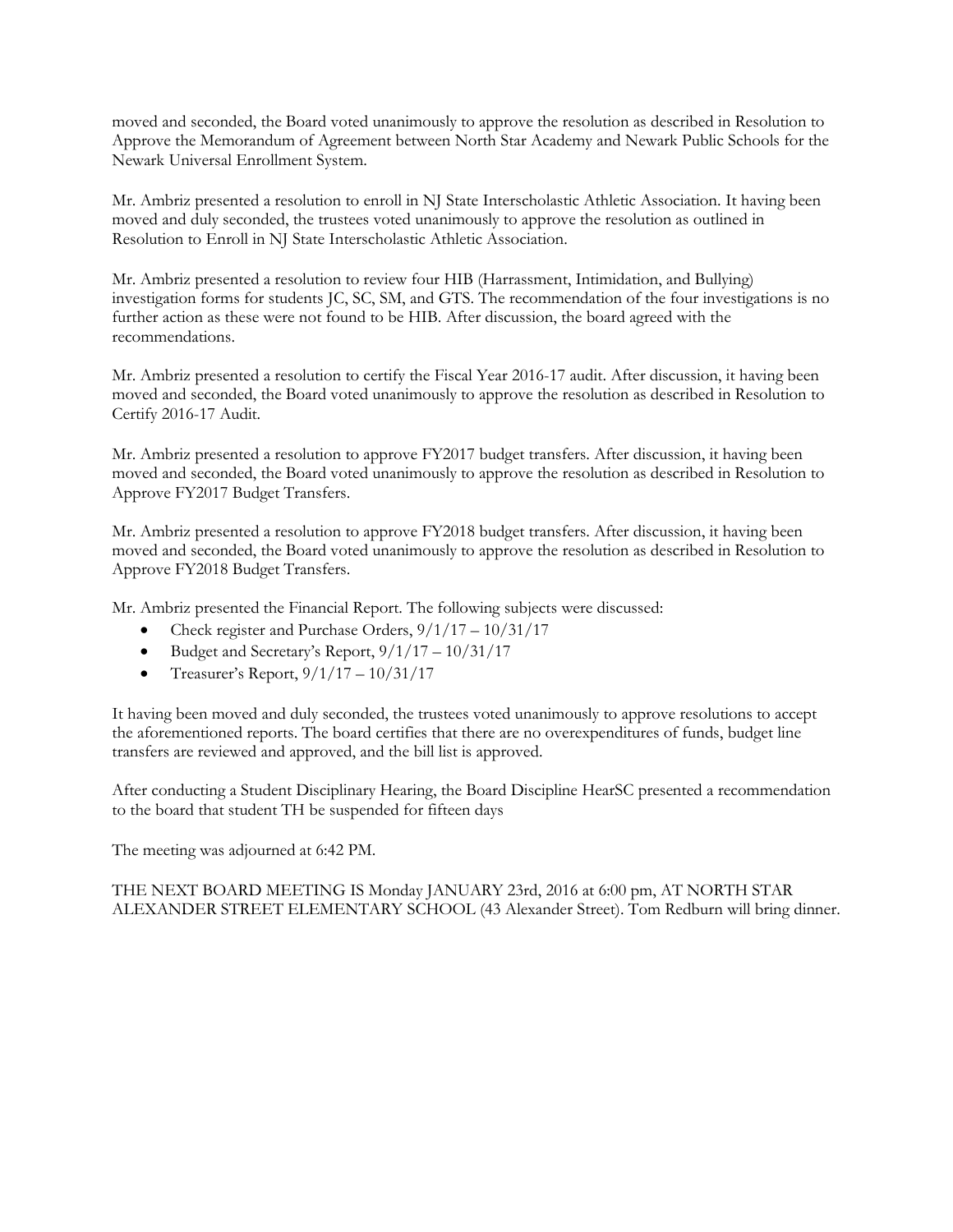moved and seconded, the Board voted unanimously to approve the resolution as described in Resolution to Approve the Memorandum of Agreement between North Star Academy and Newark Public Schools for the Newark Universal Enrollment System.

Mr. Ambriz presented a resolution to enroll in NJ State Interscholastic Athletic Association. It having been moved and duly seconded, the trustees voted unanimously to approve the resolution as outlined in Resolution to Enroll in NJ State Interscholastic Athletic Association.

Mr. Ambriz presented a resolution to review four HIB (Harrassment, Intimidation, and Bullying) investigation forms for students JC, SC, SM, and GTS. The recommendation of the four investigations is no further action as these were not found to be HIB. After discussion, the board agreed with the recommendations.

Mr. Ambriz presented a resolution to certify the Fiscal Year 2016-17 audit. After discussion, it having been moved and seconded, the Board voted unanimously to approve the resolution as described in Resolution to Certify 2016-17 Audit.

Mr. Ambriz presented a resolution to approve FY2017 budget transfers. After discussion, it having been moved and seconded, the Board voted unanimously to approve the resolution as described in Resolution to Approve FY2017 Budget Transfers.

Mr. Ambriz presented a resolution to approve FY2018 budget transfers. After discussion, it having been moved and seconded, the Board voted unanimously to approve the resolution as described in Resolution to Approve FY2018 Budget Transfers.

Mr. Ambriz presented the Financial Report. The following subjects were discussed:

- Check register and Purchase Orders, 9/1/17 – 10/31/17
- Budget and Secretary's Report, 9/1/17 – 10/31/17
- Treasurer's Report, 9/1/17 – 10/31/17

It having been moved and duly seconded, the trustees voted unanimously to approve resolutions to accept the aforementioned reports. The board certifies that there are no overexpenditures of funds, budget line transfers are reviewed and approved, and the bill list is approved.

After conducting a Student Disciplinary Hearing, the Board Discipline HearSC presented a recommendation to the board that student TH be suspended for fifteen days

The meeting was adjourned at 6:42 PM.

THE NEXT BOARD MEETING IS Monday JANUARY 23rd, 2016 at 6:00 pm, AT NORTH STAR ALEXANDER STREET ELEMENTARY SCHOOL (43 Alexander Street). Tom Redburn will bring dinner.